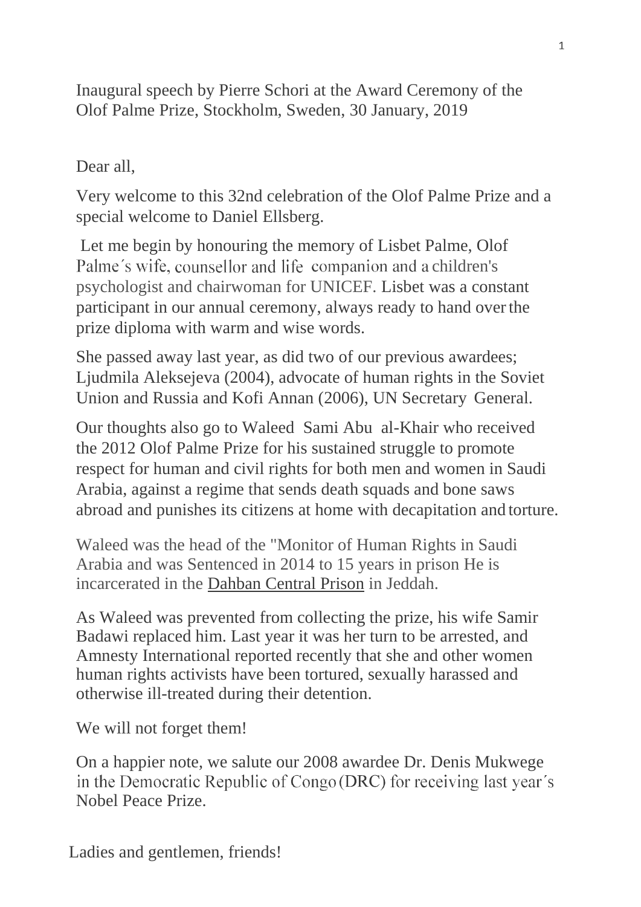Inaugural speech by Pierre Schori at the Award Ceremony of the Olof Palme Prize, Stockholm, Sweden, 30 January, 2019

Dear all,

Very welcome to this 32nd celebration of the Olof Palme Prize and a special welcome to Daniel Ellsberg.

Let me begin by honouring the memory of Lisbet Palme, Olof Palme´s wife, counsellor and life companion and a children's psychologist and chairwoman for UNICEF. Lisbet was a constant participant in our annual ceremony, always ready to hand over the prize diploma with warm and wise words.

She passed away last year, as did two of our previous awardees; Ljudmila Aleksejeva (2004), advocate of human rights in the Soviet Union and Russia and Kofi Annan (2006), UN Secretary General.

Our thoughts also go to Waleed Sami Abu al-Khair who received the 2012 Olof Palme Prize for his sustained struggle to promote respect for human and civil rights for both men and women in Saudi Arabia, against a regime that sends death squads and bone saws abroad and punishes its citizens at home with decapitation and torture.

Waleed was the head of the "Monitor of Human Rights in Saudi Arabia and was Sentenced in 2014 to 15 years in prison He is incarcerated in the Dahban Central Prison in Jeddah.

As Waleed was prevented from collecting the prize, his wife Samir Badawi replaced him. Last year it was her turn to be arrested, and Amnesty International reported recently that she and other women human rights activists have been tortured, sexually harassed and otherwise ill-treated during their detention.

We will not forget them!

On a happier note, we salute our 2008 awardee Dr. Denis Mukwege in the Democratic Republic of Congo (DRC) for receiving last year´s Nobel Peace Prize.

Ladies and gentlemen, friends!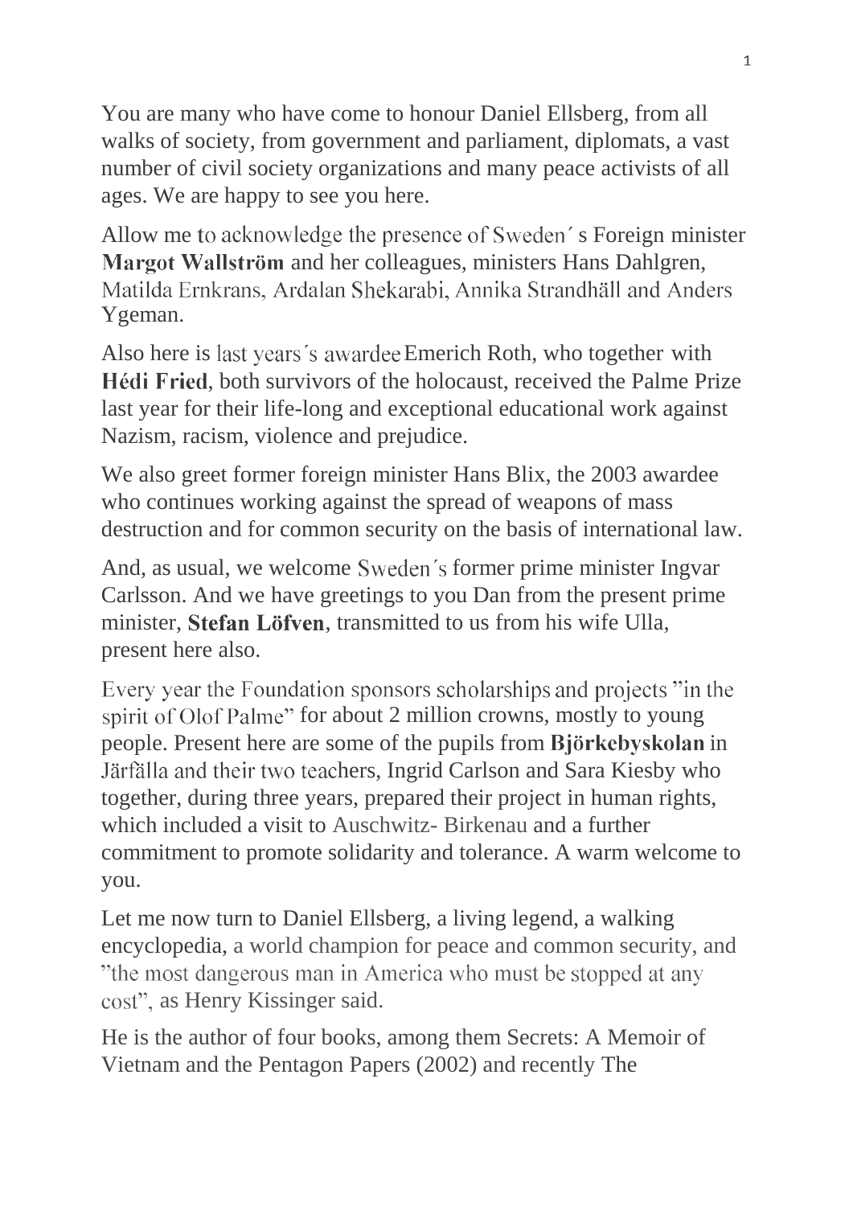You are many who have come to honour Daniel Ellsberg, from all walks of society, from government and parliament, diplomats, a vast number of civil society organizations and many peace activists of all ages. We are happy to see you here.

Allow me to acknowledge the presence of Sweden´ s Foreign minister **Margot Wallström** and her colleagues, ministers Hans Dahlgren, Matilda Ernkrans, Ardalan Shekarabi, Annika Strandhäll and Anders Ygeman.

Also here is last years´s awardee Emerich Roth, who together with **Hédi Fried**, both survivors of the holocaust, received the Palme Prize last year for their life-long and exceptional educational work against Nazism, racism, violence and prejudice.

We also greet former foreign minister Hans Blix, the 2003 awardee who continues working against the spread of weapons of mass destruction and for common security on the basis of international law.

And, as usual, we welcome Sweden´s former prime minister Ingvar Carlsson. And we have greetings to you Dan from the present prime minister, **Stefan Löfven**, transmitted to us from his wife Ulla, present here also.

Every year the Foundation sponsors scholarships and projects "in the spirit of Olof Palme" for about 2 million crowns, mostly to young people. Present here are some of the pupils from **Björkebyskolan** in Järfälla and their two teachers, Ingrid Carlson and Sara Kiesby who together, during three years, prepared their project in human rights, which included a visit to Auschwitz- Birkenau and a further commitment to promote solidarity and tolerance. A warm welcome to you.

Let me now turn to Daniel Ellsberg, a living legend, a walking encyclopedia, a world champion for peace and common security, and "the most dangerous man in America who must be stopped at any cost", as Henry Kissinger said.

He is the author of four books, among them Secrets: A Memoir of Vietnam and the Pentagon Papers (2002) and recently The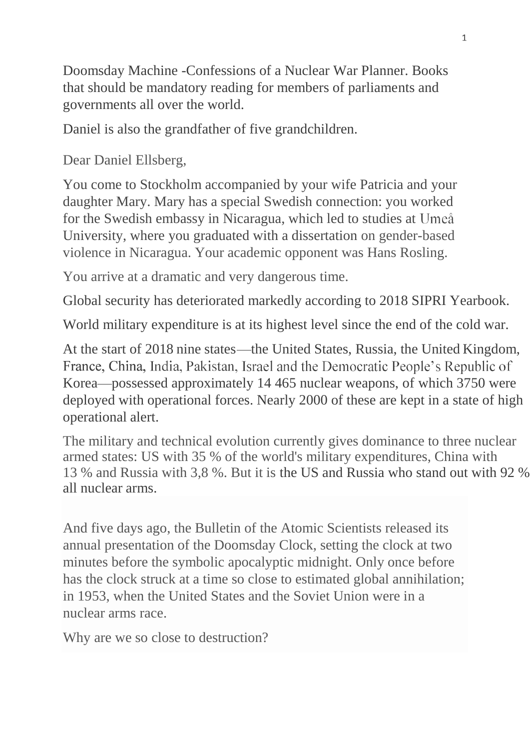Doomsday Machine -Confessions of a Nuclear War Planner. Books that should be mandatory reading for members of parliaments and governments all over the world.

Daniel is also the grandfather of five grandchildren.

Dear Daniel Ellsberg,

You come to Stockholm accompanied by your wife Patricia and your daughter Mary. Mary has a special Swedish connection: you worked for the Swedish embassy in Nicaragua, which led to studies at Umeå University, where you graduated with a dissertation on gender-based violence in Nicaragua. Your academic opponent was Hans Rosling.

You arrive at a dramatic and very dangerous time.

Global security has deteriorated markedly according to 2018 SIPRI Yearbook.

World military expenditure is at its highest level since the end of the cold war.

At the start of 2018 nine states—the United States, Russia, the United Kingdom, France, China, India, Pakistan, Israel and the Democratic People's Republic of Korea—possessed approximately 14 465 nuclear weapons, of which 3750 were deployed with operational forces. Nearly 2000 of these are kept in a state of high operational alert.

The military and technical evolution currently gives dominance to three nuclear armed states: US with 35 % of the world's military expenditures, China with 13 % and Russia with 3,8 %. But it is the US and Russia who stand out with 92 % all nuclear arms.

And five days ago, the Bulletin of the Atomic Scientists released its annual presentation of the Doomsday Clock, setting the clock at two minutes before the symbolic apocalyptic midnight. Only once before has the clock struck at a time so close to estimated global annihilation; in 1953, when the United States and the Soviet Union were in a nuclear arms race.

Why are we so close to destruction?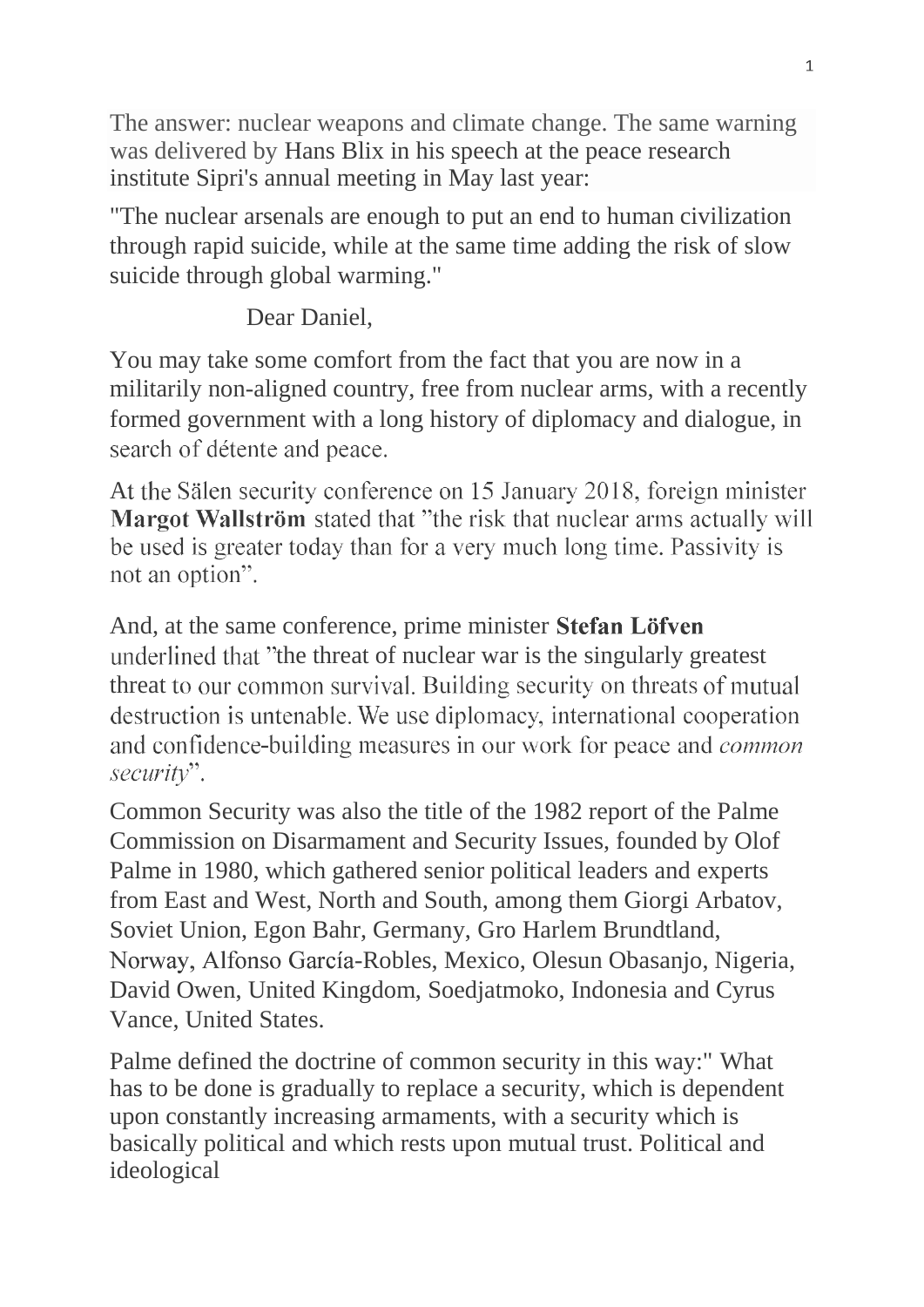The answer: nuclear weapons and climate change. The same warning was delivered by Hans Blix in his speech at the peace research institute Sipri's annual meeting in May last year:

"The nuclear arsenals are enough to put an end to human civilization through rapid suicide, while at the same time adding the risk of slow suicide through global warming."

Dear Daniel,

You may take some comfort from the fact that you are now in a militarily non-aligned country, free from nuclear arms, with a recently formed government with a long history of diplomacy and dialogue, in search of détente and peace.

At the Sälen security conference on 15 January 2018, foreign minister **Margot Wallström** stated that "the risk that nuclear arms actually will be used is greater today than for a very much long time. Passivity is not an option".

And, at the same conference, prime minister **Stefan Löfven** underlined that "the threat of nuclear war is the singularly greatest threat to our common survival. Building security on threats of mutual destruction is untenable. We use diplomacy, international cooperation and confidence-building measures in our work for peace and *common security*".

Common Security was also the title of the 1982 report of the Palme Commission on Disarmament and Security Issues, founded by Olof Palme in 1980, which gathered senior political leaders and experts from East and West, North and South, among them Giorgi Arbatov, Soviet Union, Egon Bahr, Germany, Gro Harlem Brundtland, Norway, Alfonso García-Robles, Mexico, Olesun Obasanjo, Nigeria, David Owen, United Kingdom, Soedjatmoko, Indonesia and Cyrus Vance, United States.

Palme defined the doctrine of common security in this way:" What has to be done is gradually to replace a security, which is dependent upon constantly increasing armaments, with a security which is basically political and which rests upon mutual trust. Political and ideological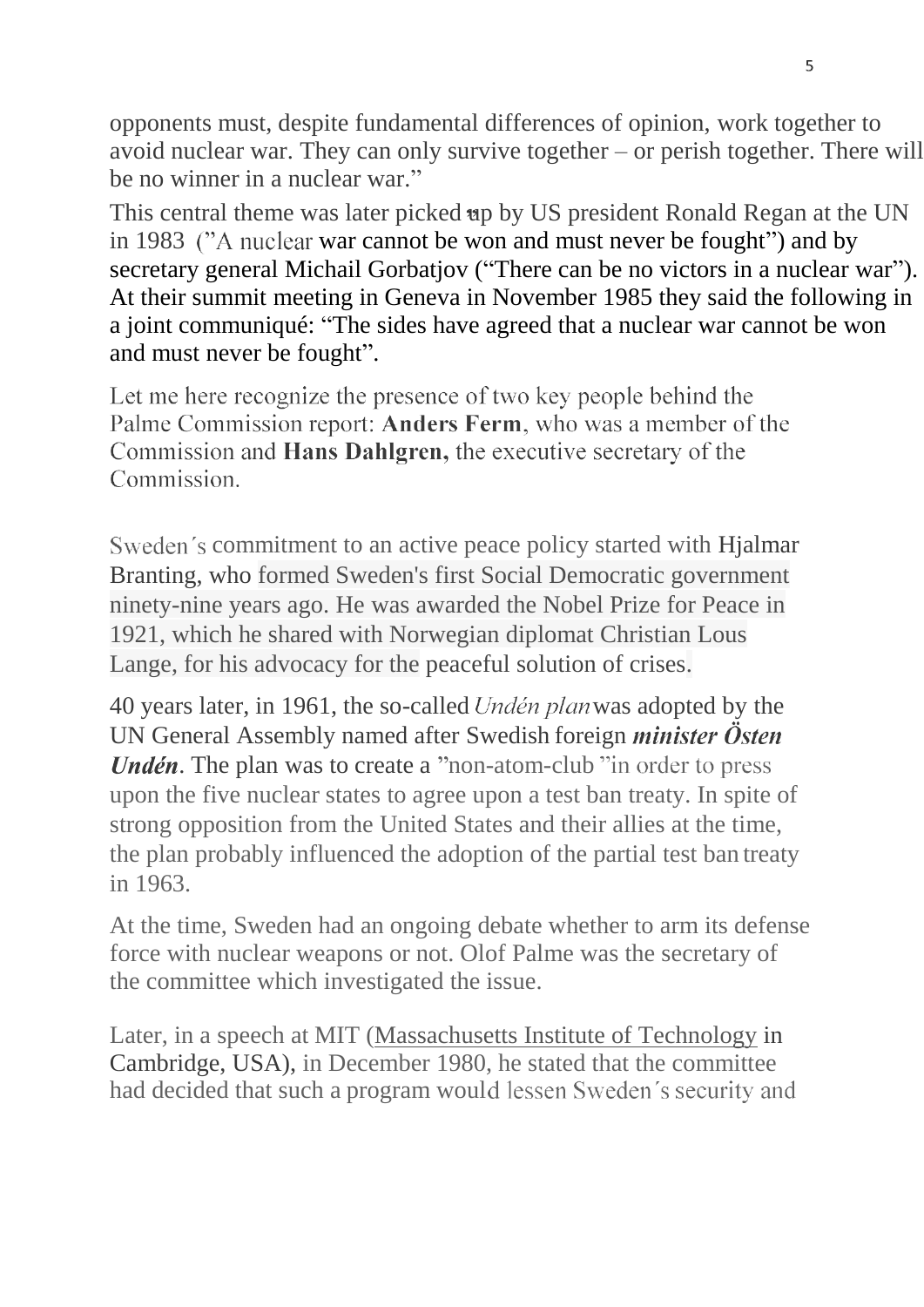opponents must, despite fundamental differences of opinion, work together to avoid nuclear war. They can only survive together – or perish together. There will be no winner in a nuclear war."

This central theme was later picked up by US president Ronald Regan at the UN in 1983 ("A nuclear war cannot be won and must never be fought") and by secretary general Michail Gorbatjov ("There can be no victors in a nuclear war"). At their summit meeting in Geneva in November 1985 they said the following in a joint communiqué: "The sides have agreed that a nuclear war cannot be won and must never be fought".

Let me here recognize the presence of two key people behind the Palme Commission report: **Anders Ferm**, who was a member of the Commission and **Hans Dahlgren,** the executive secretary of the Commission.

Sweden´s commitment to an active peace policy started with Hjalmar Branting, who formed Sweden's first Social Democratic government ninety-nine years ago. He was awarded the Nobel Prize for Peace in 1921, which he shared with Norwegian diplomat Christian Lous Lange, for his advocacy for the peaceful solution of crises.

40 years later, in 1961, the so-called *Undén plan* was adopted by the UN General Assembly named after Swedish foreign ***minister Östen Undén***. The plan was to create a "non-atom-club "in order to press upon the five nuclear states to agree upon a test ban treaty. In spite of strong opposition from the United States and their allies at the time, the plan probably influenced the adoption of the partial test ban treaty in 1963.

At the time, Sweden had an ongoing debate whether to arm its defense force with nuclear weapons or not. Olof Palme was the secretary of the committee which investigated the issue.

Later, in a speech at MIT (Massachusetts Institute of Technology in Cambridge, USA), in December 1980, he stated that the committee had decided that such a program would lessen Sweden´s security and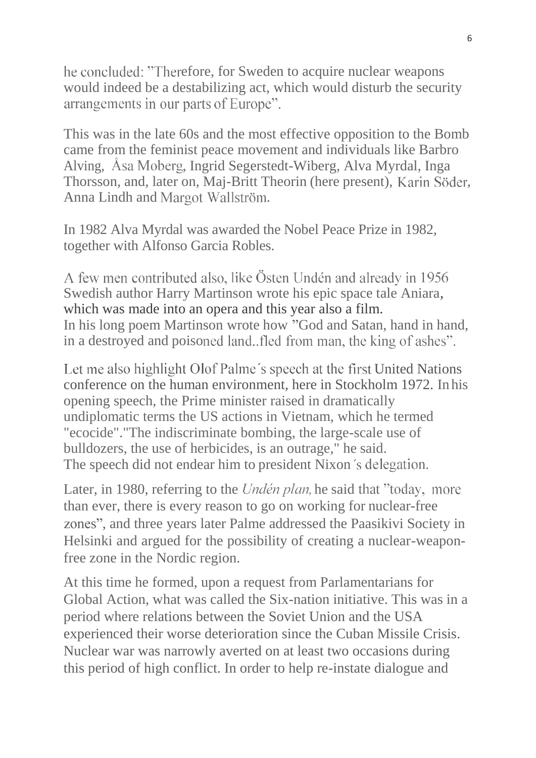he concluded: ”Therefore, for Sweden to acquire nuclear weapons would indeed be a destabilizing act, which would disturb the security arrangements in our parts of Europe”.

This was in the late 60s and the most effective opposition to the Bomb came from the feminist peace movement and individuals like Barbro Alving, Åsa Moberg, Ingrid Segerstedt-Wiberg, Alva Myrdal, Inga Thorsson, and, later on, Maj-Britt Theorin (here present), Karin Söder, Anna Lindh and Margot Wallström.

In 1982 Alva Myrdal was awarded the Nobel Peace Prize in 1982, together with Alfonso Garcia Robles.

A few men contributed also, like Östen Undén and already in 1956 Swedish author Harry Martinson wrote his epic space tale Aniara, which was made into an opera and this year also a film.
In his long poem Martinson wrote how ”God and Satan, hand in hand, in a destroyed and poisoned land..fled from man, the king of ashes”.

Let me also highlight Olof Palme´s speech at the first United Nations conference on the human environment, here in Stockholm 1972. In his opening speech, the Prime minister raised in dramatically undiplomatic terms the US actions in Vietnam, which he termed "ecocide"."The indiscriminate bombing, the large-scale use of bulldozers, the use of herbicides, is an outrage," he said.
The speech did not endear him to president Nixon´s delegation.

Later, in 1980, referring to the *Undén plan,* he said that ”today, more than ever, there is every reason to go on working for nuclear-free zones”, and three years later Palme addressed the Paasikivi Society in Helsinki and argued for the possibility of creating a nuclear-weapon-free zone in the Nordic region.

At this time he formed, upon a request from Parlamentarians for Global Action, what was called the Six-nation initiative. This was in a period where relations between the Soviet Union and the USA experienced their worse deterioration since the Cuban Missile Crisis. Nuclear war was narrowly averted on at least two occasions during this period of high conflict. In order to help re-instate dialogue and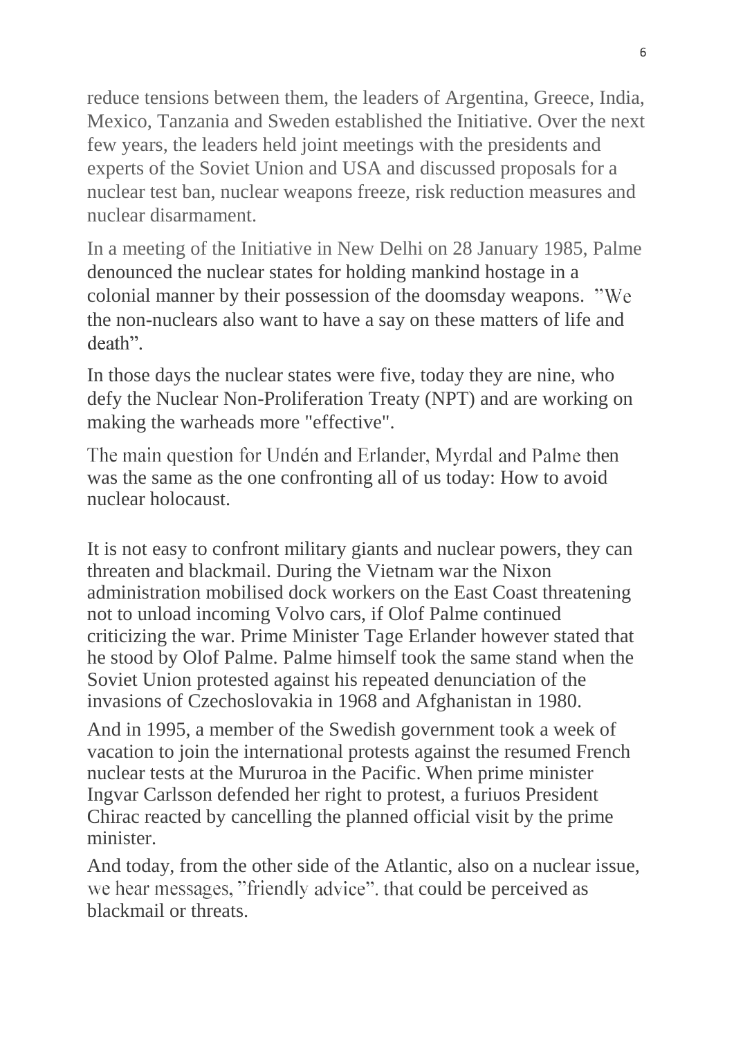reduce tensions between them, the leaders of Argentina, Greece, India, Mexico, Tanzania and Sweden established the Initiative. Over the next few years, the leaders held joint meetings with the presidents and experts of the Soviet Union and USA and discussed proposals for a nuclear test ban, nuclear weapons freeze, risk reduction measures and nuclear disarmament.

In a meeting of the Initiative in New Delhi on 28 January 1985, Palme denounced the nuclear states for holding mankind hostage in a colonial manner by their possession of the doomsday weapons. ”We the non-nuclears also want to have a say on these matters of life and death”.

In those days the nuclear states were five, today they are nine, who defy the Nuclear Non-Proliferation Treaty (NPT) and are working on making the warheads more "effective".

The main question for Undén and Erlander, Myrdal and Palme then was the same as the one confronting all of us today: How to avoid nuclear holocaust.

It is not easy to confront military giants and nuclear powers, they can threaten and blackmail. During the Vietnam war the Nixon administration mobilised dock workers on the East Coast threatening not to unload incoming Volvo cars, if Olof Palme continued criticizing the war. Prime Minister Tage Erlander however stated that he stood by Olof Palme. Palme himself took the same stand when the Soviet Union protested against his repeated denunciation of the invasions of Czechoslovakia in 1968 and Afghanistan in 1980.

And in 1995, a member of the Swedish government took a week of vacation to join the international protests against the resumed French nuclear tests at the Mururoa in the Pacific. When prime minister Ingvar Carlsson defended her right to protest, a furiuos President Chirac reacted by cancelling the planned official visit by the prime minister.

And today, from the other side of the Atlantic, also on a nuclear issue, we hear messages, ”friendly advice”. that could be perceived as blackmail or threats.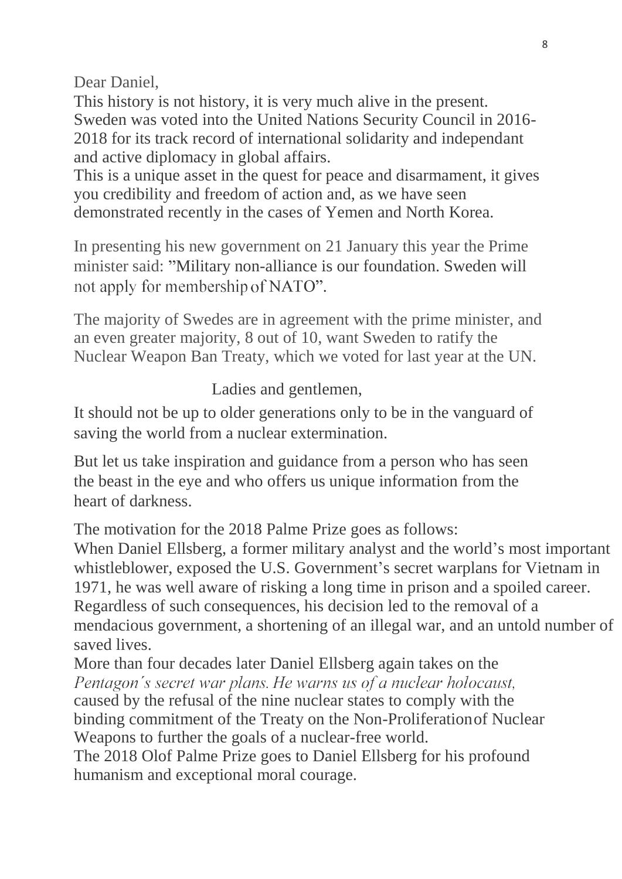Dear Daniel,

This history is not history, it is very much alive in the present. Sweden was voted into the United Nations Security Council in 2016-2018 for its track record of international solidarity and independant and active diplomacy in global affairs.

This is a unique asset in the quest for peace and disarmament, it gives you credibility and freedom of action and, as we have seen demonstrated recently in the cases of Yemen and North Korea.

In presenting his new government on 21 January this year the Prime minister said: "Military non-alliance is our foundation. Sweden will not apply for membership of NATO".

The majority of Swedes are in agreement with the prime minister, and an even greater majority, 8 out of 10, want Sweden to ratify the Nuclear Weapon Ban Treaty, which we voted for last year at the UN.

Ladies and gentlemen,

It should not be up to older generations only to be in the vanguard of saving the world from a nuclear extermination.

But let us take inspiration and guidance from a person who has seen the beast in the eye and who offers us unique information from the heart of darkness.

The motivation for the 2018 Palme Prize goes as follows:

When Daniel Ellsberg, a former military analyst and the world's most important whistleblower, exposed the U.S. Government's secret warplans for Vietnam in 1971, he was well aware of risking a long time in prison and a spoiled career. Regardless of such consequences, his decision led to the removal of a mendacious government, a shortening of an illegal war, and an untold number of saved lives.

More than four decades later Daniel Ellsberg again takes on the *Pentagon´s secret war plans. He warns us of a nuclear holocaust,* caused by the refusal of the nine nuclear states to comply with the binding commitment of the Treaty on the Non-Proliferation of Nuclear Weapons to further the goals of a nuclear-free world.

The 2018 Olof Palme Prize goes to Daniel Ellsberg for his profound humanism and exceptional moral courage.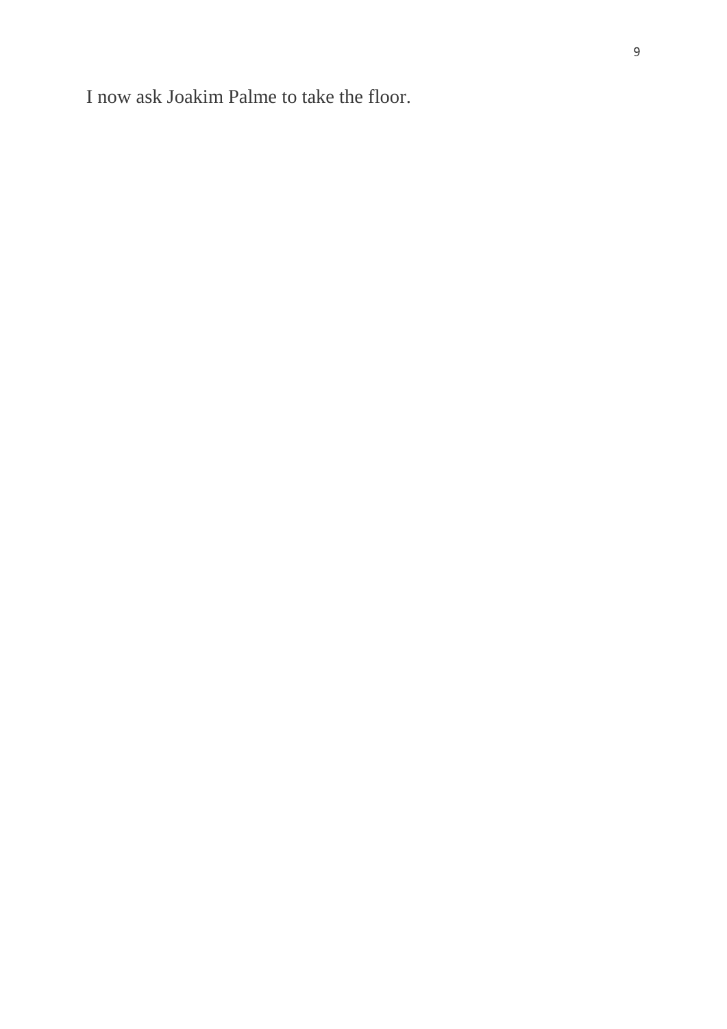I now ask Joakim Palme to take the floor.